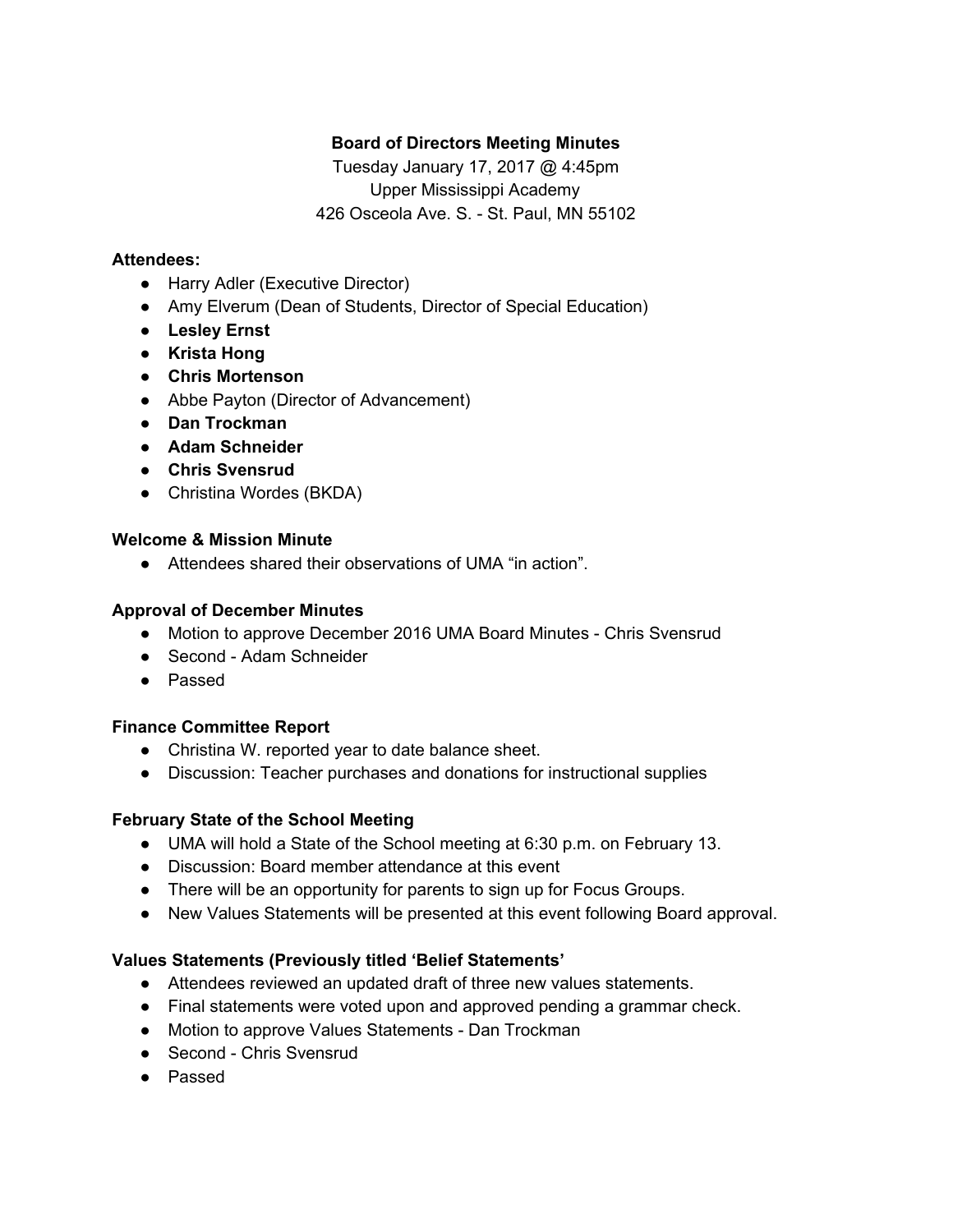**Board of Directors Meeting Minutes**

Tuesday January 17, 2017 @ 4:45pm

Upper Mississippi Academy

426 Osceola Ave. S. - St. Paul, MN 55102

**Attendees:**

- Harry Adler (Executive Director)
- Amy Elverum (Dean of Students, Director of Special Education)
- **Lesley Ernst**
- **Krista Hong**
- **Chris Mortenson**
- Abbe Payton (Director of Advancement)
- **Dan Trockman**
- **Adam Schneider**
- **Chris Svensrud**
- Christina Wordes (BKDA)

**Welcome & Mission Minute**

- Attendees shared their observations of UMA "in action".

**Approval of December Minutes**

- Motion to approve December 2016 UMA Board Minutes - Chris Svensrud
- Second - Adam Schneider
- Passed

**Finance Committee Report**

- Christina W. reported year to date balance sheet.
- Discussion: Teacher purchases and donations for instructional supplies

**February State of the School Meeting**

- UMA will hold a State of the School meeting at 6:30 p.m. on February 13.
- Discussion: Board member attendance at this event
- There will be an opportunity for parents to sign up for Focus Groups.
- New Values Statements will be presented at this event following Board approval.

**Values Statements (Previously titled 'Belief Statements'**

- Attendees reviewed an updated draft of three new values statements.
- Final statements were voted upon and approved pending a grammar check.
- Motion to approve Values Statements - Dan Trockman
- Second - Chris Svensrud
- Passed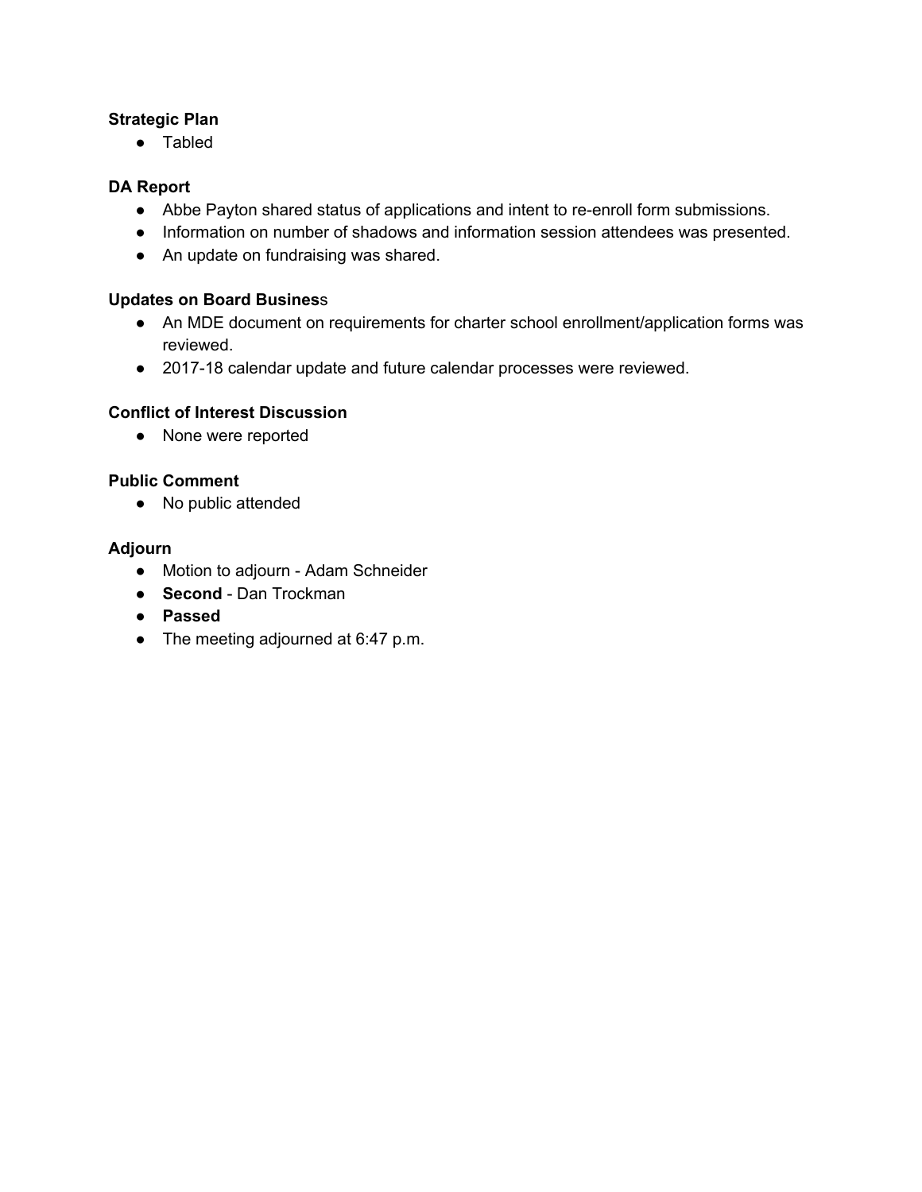**Strategic Plan**

- Tabled

**DA Report**

- Abbe Payton shared status of applications and intent to re-enroll form submissions.
- Information on number of shadows and information session attendees was presented.
- An update on fundraising was shared.

**Updates on Board Business**

- An MDE document on requirements for charter school enrollment/application forms was reviewed.
- 2017-18 calendar update and future calendar processes were reviewed.

**Conflict of Interest Discussion**

- None were reported

**Public Comment**

- No public attended

**Adjourn**

- Motion to adjourn - Adam Schneider
- **Second** - Dan Trockman
- **Passed**
- The meeting adjourned at 6:47 p.m.